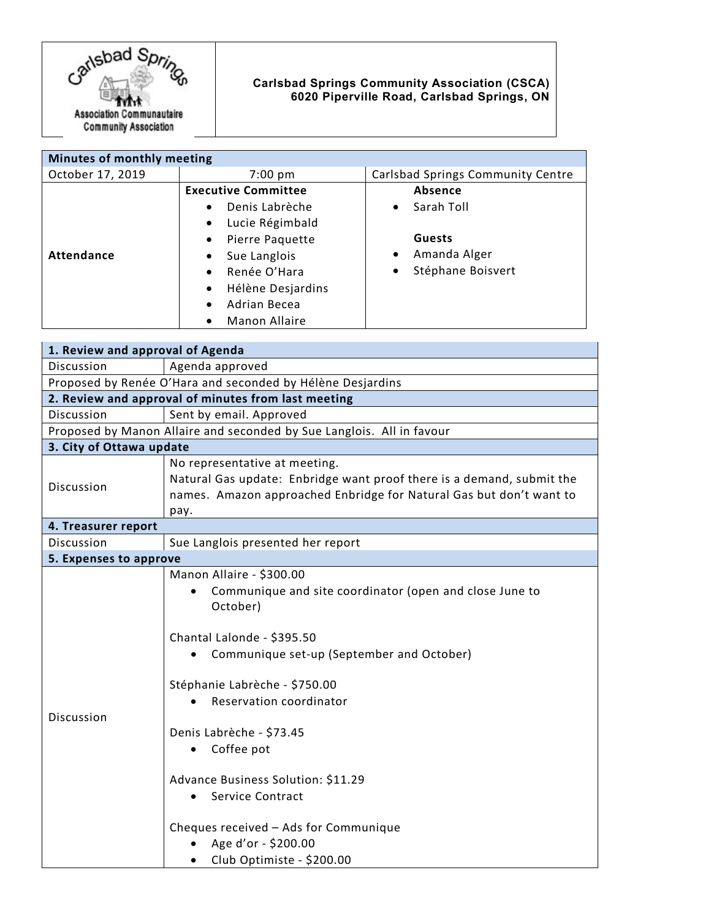**Carlsbad Springs Community Association (CSCA)**
**6020 Piperville Road, Carlsbad Springs, ON**

Carlsbad Springs
Association Communautaire
Community Association

| Minutes of monthly meeting | | |
|---|---|---|
| October 17, 2019 | 7:00 pm | Carlsbad Springs Community Centre |
| **Attendance** | **Executive Committee**<br>• Denis Labrèche<br>• Lucie Régimbald<br>• Pierre Paquette<br>• Sue Langlois<br>• Renée O'Hara<br>• Hélène Desjardins<br>• Adrian Becea<br>• Manon Allaire | **Absence**<br>• Sarah Toll<br><br>**Guests**<br>• Amanda Alger<br>• Stéphane Boisvert |

| **1. Review and approval of Agenda** | |
|---|---|
| Discussion | Agenda approved |
| Proposed by Renée O'Hara and seconded by Hélène Desjardins | |
| **2. Review and approval of minutes from last meeting** | |
| Discussion | Sent by email. Approved |
| Proposed by Manon Allaire and seconded by Sue Langlois. All in favour | |
| **3. City of Ottawa update** | |
| Discussion | No representative at meeting.<br>Natural Gas update: Enbridge want proof there is a demand, submit the names. Amazon approached Enbridge for Natural Gas but don't want to pay. |
| **4. Treasurer report** | |
| Discussion | Sue Langlois presented her report |
| **5. Expenses to approve** | |
| Discussion | Manon Allaire - $300.00<br>• Communique and site coordinator (open and close June to October)<br><br>Chantal Lalonde - $395.50<br>• Communique set-up (September and October)<br><br>Stéphanie Labrèche - $750.00<br>• Reservation coordinator<br><br>Denis Labrèche - $73.45<br>• Coffee pot<br><br>Advance Business Solution: $11.29<br>• Service Contract<br><br>Cheques received – Ads for Communique<br>• Age d'or - $200.00<br>• Club Optimiste - $200.00 |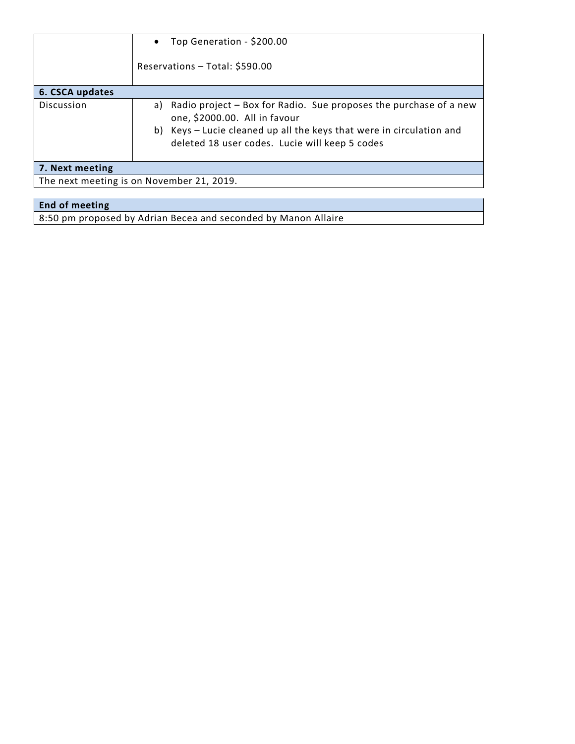| | |
|---|---|
| | • Top Generation - $200.00<br><br>Reservations – Total: $590.00 |
| **6. CSCA updates** | |
| Discussion | a) Radio project – Box for Radio. Sue proposes the purchase of a new one, $2000.00. All in favour<br>b) Keys – Lucie cleaned up all the keys that were in circulation and deleted 18 user codes. Lucie will keep 5 codes |
| **7. Next meeting** | |
| The next meeting is on November 21, 2019. | |

| **End of meeting** |
|---|
| 8:50 pm proposed by Adrian Becea and seconded by Manon Allaire |